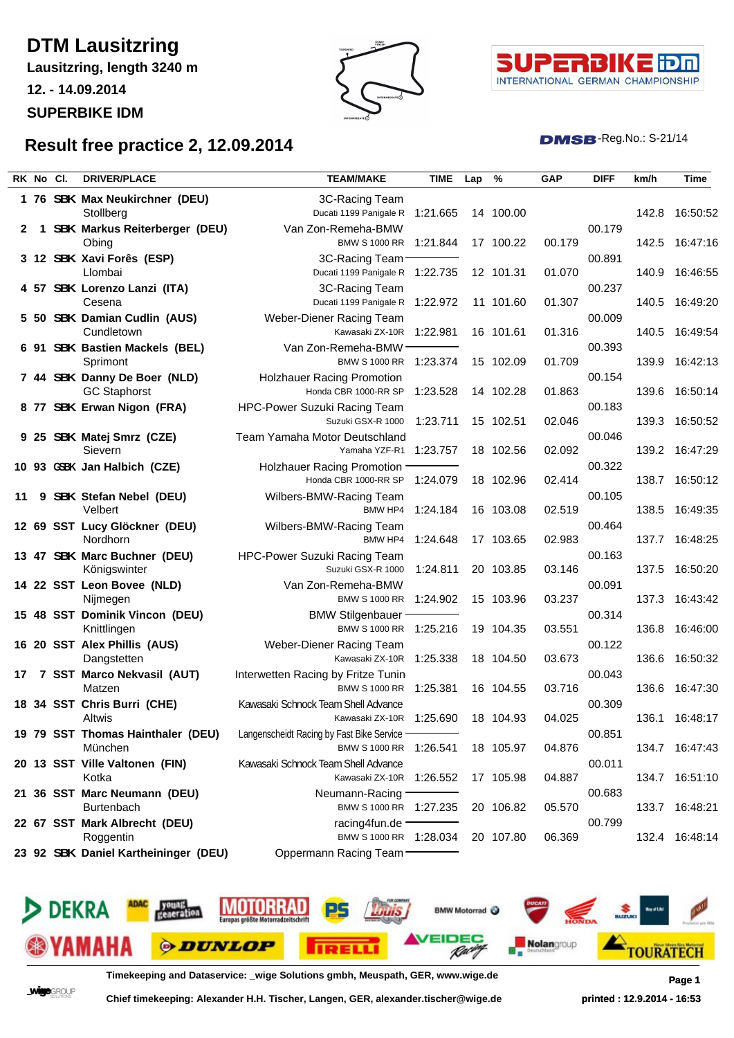# DTM Lausitzring

**Lausitzring, length 3240 m**

**12. - 14.09.2014**

**SUPERBIKE IDM**

## Result free practice 2, 12.09.2014

DMSB-Reg.No.: S-21/14

| RK | No | Cl. | DRIVER/PLACE | TEAM/MAKE | TIME | Lap | % | GAP | DIFF | km/h | Time |
|---|---|---|---|---|---|---|---|---|---|---|---|
| 1 | 76 | SBK | **Max Neukirchner (DEU)** Stollberg | 3C-Racing Team Ducati 1199 Panigale R | 1:21.665 | 14 | 100.00 | | | 142.8 | 16:50:52 |
| 2 | 1 | SBK | **Markus Reiterberger (DEU)** Obing | Van Zon-Remeha-BMW BMW S 1000 RR | 1:21.844 | 17 | 100.22 | 00.179 | 00.179 | 142.5 | 16:47:16 |
| 3 | 12 | SBK | **Xavi Forês (ESP)** Llombai | 3C-Racing Team Ducati 1199 Panigale R | 1:22.735 | 12 | 101.31 | 01.070 | 00.891 | 140.9 | 16:46:55 |
| 4 | 57 | SBK | **Lorenzo Lanzi (ITA)** Cesena | 3C-Racing Team Ducati 1199 Panigale R | 1:22.972 | 11 | 101.60 | 01.307 | 00.237 | 140.5 | 16:49:20 |
| 5 | 50 | SBK | **Damian Cudlin (AUS)** Cundletown | Weber-Diener Racing Team Kawasaki ZX-10R | 1:22.981 | 16 | 101.61 | 01.316 | 00.009 | 140.5 | 16:49:54 |
| 6 | 91 | SBK | **Bastien Mackels (BEL)** Sprimont | Van Zon-Remeha-BMW BMW S 1000 RR | 1:23.374 | 15 | 102.09 | 01.709 | 00.393 | 139.9 | 16:42:13 |
| 7 | 44 | SBK | **Danny De Boer (NLD)** GC Staphorst | Holzhauer Racing Promotion Honda CBR 1000-RR SP | 1:23.528 | 14 | 102.28 | 01.863 | 00.154 | 139.6 | 16:50:14 |
| 8 | 77 | SBK | **Erwan Nigon (FRA)** | HPC-Power Suzuki Racing Team Suzuki GSX-R 1000 | 1:23.711 | 15 | 102.51 | 02.046 | 00.183 | 139.3 | 16:50:52 |
| 9 | 25 | SBK | **Matej Smrz (CZE)** Sievern | Team Yamaha Motor Deutschland Yamaha YZF-R1 | 1:23.757 | 18 | 102.56 | 02.092 | 00.046 | 139.2 | 16:47:29 |
| 10 | 93 | GSBK | **Jan Halbich (CZE)** | Holzhauer Racing Promotion Honda CBR 1000-RR SP | 1:24.079 | 18 | 102.96 | 02.414 | 00.322 | 138.7 | 16:50:12 |
| 11 | 9 | SBK | **Stefan Nebel (DEU)** Velbert | Wilbers-BMW-Racing Team BMW HP4 | 1:24.184 | 16 | 103.08 | 02.519 | 00.105 | 138.5 | 16:49:35 |
| 12 | 69 | SST | **Lucy Glöckner (DEU)** Nordhorn | Wilbers-BMW-Racing Team BMW HP4 | 1:24.648 | 17 | 103.65 | 02.983 | 00.464 | 137.7 | 16:48:25 |
| 13 | 47 | SBK | **Marc Buchner (DEU)** Königswinter | HPC-Power Suzuki Racing Team Suzuki GSX-R 1000 | 1:24.811 | 20 | 103.85 | 03.146 | 00.163 | 137.5 | 16:50:20 |
| 14 | 22 | SST | **Leon Bovee (NLD)** Nijmegen | Van Zon-Remeha-BMW BMW S 1000 RR | 1:24.902 | 15 | 103.96 | 03.237 | 00.091 | 137.3 | 16:43:42 |
| 15 | 48 | SST | **Dominik Vincon (DEU)** Knittlingen | BMW Stilgenbauer BMW S 1000 RR | 1:25.216 | 19 | 104.35 | 03.551 | 00.314 | 136.8 | 16:46:00 |
| 16 | 20 | SST | **Alex Phillis (AUS)** Dangstetten | Weber-Diener Racing Team Kawasaki ZX-10R | 1:25.338 | 18 | 104.50 | 03.673 | 00.122 | 136.6 | 16:50:32 |
| 17 | 7 | SST | **Marco Nekvasil (AUT)** Matzen | Interwetten Racing by Fritze Tunin BMW S 1000 RR | 1:25.381 | 16 | 104.55 | 03.716 | 00.043 | 136.6 | 16:47:30 |
| 18 | 34 | SST | **Chris Burri (CHE)** Altwis | Kawasaki Schnock Team Shell Advance Kawasaki ZX-10R | 1:25.690 | 18 | 104.93 | 04.025 | 00.309 | 136.1 | 16:48:17 |
| 19 | 79 | SST | **Thomas Hainthaler (DEU)** München | Langenscheidt Racing by Fast Bike Service BMW S 1000 RR | 1:26.541 | 18 | 105.97 | 04.876 | 00.851 | 134.7 | 16:47:43 |
| 20 | 13 | SST | **Ville Valtonen (FIN)** Kotka | Kawasaki Schnock Team Shell Advance Kawasaki ZX-10R | 1:26.552 | 17 | 105.98 | 04.887 | 00.011 | 134.7 | 16:51:10 |
| 21 | 36 | SST | **Marc Neumann (DEU)** Burtenbach | Neumann-Racing BMW S 1000 RR | 1:27.235 | 20 | 106.82 | 05.570 | 00.683 | 133.7 | 16:48:21 |
| 22 | 67 | SST | **Mark Albrecht (DEU)** Roggentin | racing4fun.de BMW S 1000 RR | 1:28.034 | 20 | 107.80 | 06.369 | 00.799 | 132.4 | 16:48:14 |
| 23 | 92 | SBK | **Daniel Kartheininger (DEU)** | Oppermann Racing Team | | | | | | | |

**Timekeeping and Dataservice: _wige Solutions gmbh, Meuspath, GER, www.wige.de**

**Chief timekeeping: Alexander H.H. Tischer, Langen, GER, alexander.tischer@wige.de**

**printed : 12.9.2014 - 16:53**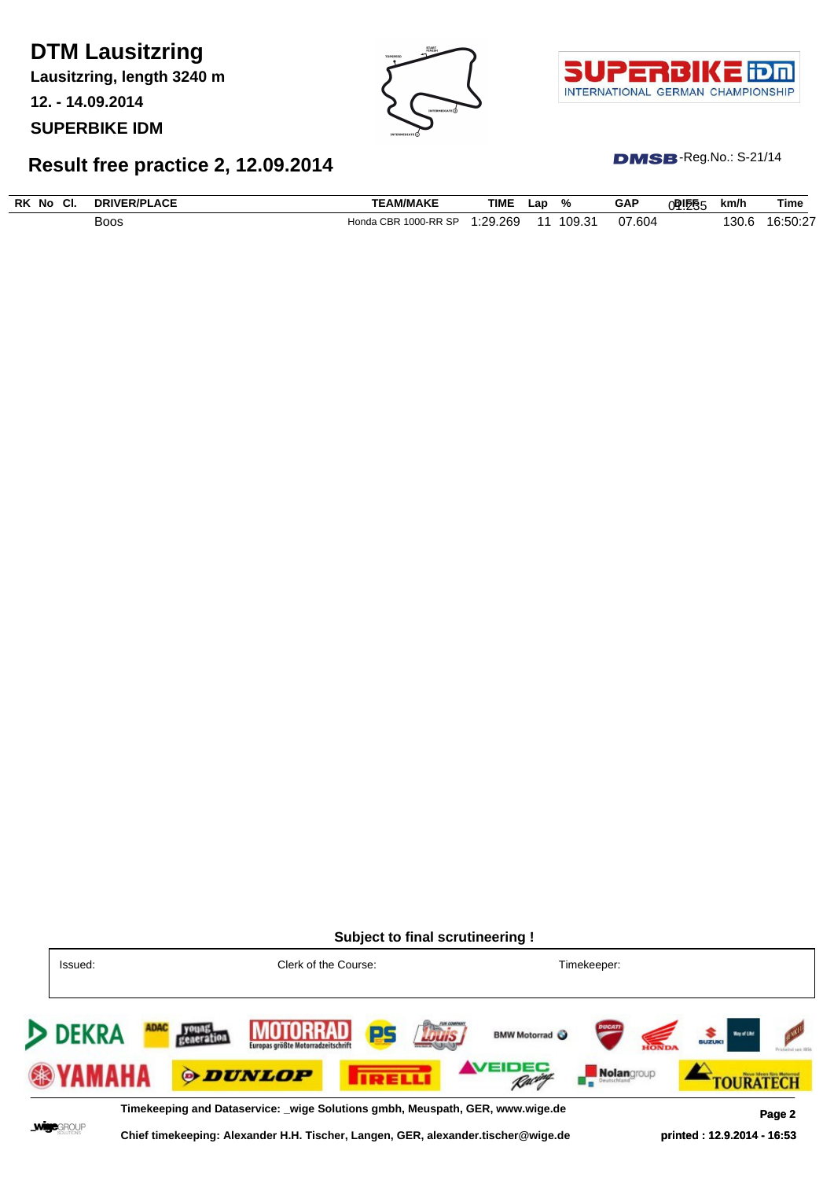# DTM Lausitzring

**Lausitzring, length 3240 m**

**12. - 14.09.2014**

**SUPERBIKE IDM**

## Result free practice 2, 12.09.2014

DMSB-Reg.No.: S-21/14

| RK | No | Cl. | DRIVER/PLACE | TEAM/MAKE | TIME | Lap | % | GAP | DIFF | km/h | Time |
|---|---|---|---|---|---|---|---|---|---|---|---|
| | | | Boos | Honda CBR 1000-RR SP | 1:29.269 | 11 | 109.31 | 07.604 | 01.235 | 130.6 | 16:50:27 |

**Subject to final scrutineering !**

| Issued: | Clerk of the Course: | Timekeeper: |
|---|---|---|

**Timekeeping and Dataservice: _wige Solutions gmbh, Meuspath, GER, www.wige.de**

**Chief timekeeping: Alexander H.H. Tischer, Langen, GER, alexander.tischer@wige.de**

**printed : 12.9.2014 - 16:53**